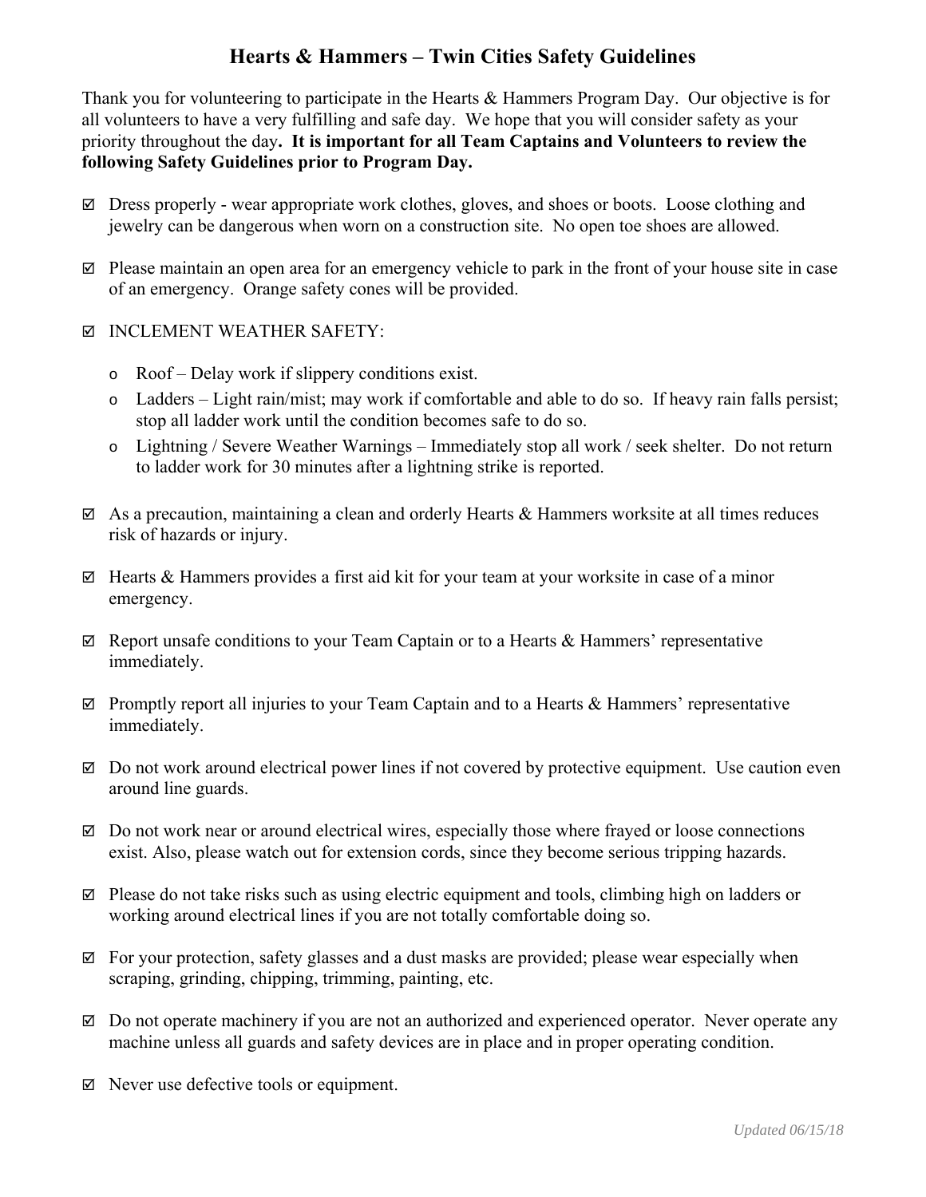# Hearts & Hammers – Twin Cities Safety Guidelines

Thank you for volunteering to participate in the Hearts & Hammers Program Day. Our objective is for all volunteers to have a very fulfilling and safe day. We hope that you will consider safety as your priority throughout the day**. It is important for all Team Captains and Volunteers to review the following Safety Guidelines prior to Program Day.**

- ☑ Dress properly - wear appropriate work clothes, gloves, and shoes or boots. Loose clothing and jewelry can be dangerous when worn on a construction site. No open toe shoes are allowed.
- ☑ Please maintain an open area for an emergency vehicle to park in the front of your house site in case of an emergency. Orange safety cones will be provided.
- ☑ INCLEMENT WEATHER SAFETY:
  - Roof – Delay work if slippery conditions exist.
  - Ladders – Light rain/mist; may work if comfortable and able to do so. If heavy rain falls persist; stop all ladder work until the condition becomes safe to do so.
  - Lightning / Severe Weather Warnings – Immediately stop all work / seek shelter. Do not return to ladder work for 30 minutes after a lightning strike is reported.
- ☑ As a precaution, maintaining a clean and orderly Hearts & Hammers worksite at all times reduces risk of hazards or injury.
- ☑ Hearts & Hammers provides a first aid kit for your team at your worksite in case of a minor emergency.
- ☑ Report unsafe conditions to your Team Captain or to a Hearts & Hammers' representative immediately.
- ☑ Promptly report all injuries to your Team Captain and to a Hearts & Hammers' representative immediately.
- ☑ Do not work around electrical power lines if not covered by protective equipment. Use caution even around line guards.
- ☑ Do not work near or around electrical wires, especially those where frayed or loose connections exist. Also, please watch out for extension cords, since they become serious tripping hazards.
- ☑ Please do not take risks such as using electric equipment and tools, climbing high on ladders or working around electrical lines if you are not totally comfortable doing so.
- ☑ For your protection, safety glasses and a dust masks are provided; please wear especially when scraping, grinding, chipping, trimming, painting, etc.
- ☑ Do not operate machinery if you are not an authorized and experienced operator. Never operate any machine unless all guards and safety devices are in place and in proper operating condition.
- ☑ Never use defective tools or equipment.

*Updated 06/15/18*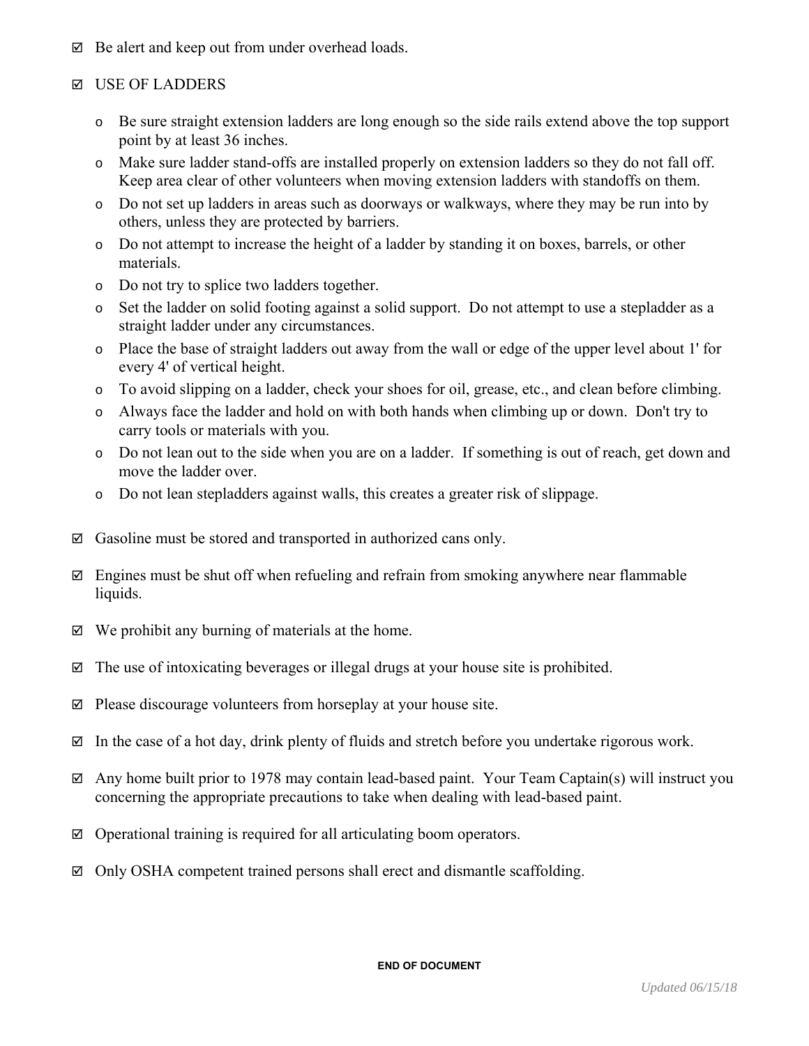- ☑ Be alert and keep out from under overhead loads.
- ☑ USE OF LADDERS
  - Be sure straight extension ladders are long enough so the side rails extend above the top support point by at least 36 inches.
  - Make sure ladder stand-offs are installed properly on extension ladders so they do not fall off. Keep area clear of other volunteers when moving extension ladders with standoffs on them.
  - Do not set up ladders in areas such as doorways or walkways, where they may be run into by others, unless they are protected by barriers.
  - Do not attempt to increase the height of a ladder by standing it on boxes, barrels, or other materials.
  - Do not try to splice two ladders together.
  - Set the ladder on solid footing against a solid support. Do not attempt to use a stepladder as a straight ladder under any circumstances.
  - Place the base of straight ladders out away from the wall or edge of the upper level about 1' for every 4' of vertical height.
  - To avoid slipping on a ladder, check your shoes for oil, grease, etc., and clean before climbing.
  - Always face the ladder and hold on with both hands when climbing up or down. Don't try to carry tools or materials with you.
  - Do not lean out to the side when you are on a ladder. If something is out of reach, get down and move the ladder over.
  - Do not lean stepladders against walls, this creates a greater risk of slippage.
- ☑ Gasoline must be stored and transported in authorized cans only.
- ☑ Engines must be shut off when refueling and refrain from smoking anywhere near flammable liquids.
- ☑ We prohibit any burning of materials at the home.
- ☑ The use of intoxicating beverages or illegal drugs at your house site is prohibited.
- ☑ Please discourage volunteers from horseplay at your house site.
- ☑ In the case of a hot day, drink plenty of fluids and stretch before you undertake rigorous work.
- ☑ Any home built prior to 1978 may contain lead-based paint. Your Team Captain(s) will instruct you concerning the appropriate precautions to take when dealing with lead-based paint.
- ☑ Operational training is required for all articulating boom operators.
- ☑ Only OSHA competent trained persons shall erect and dismantle scaffolding.

**END OF DOCUMENT**

*Updated 06/15/18*